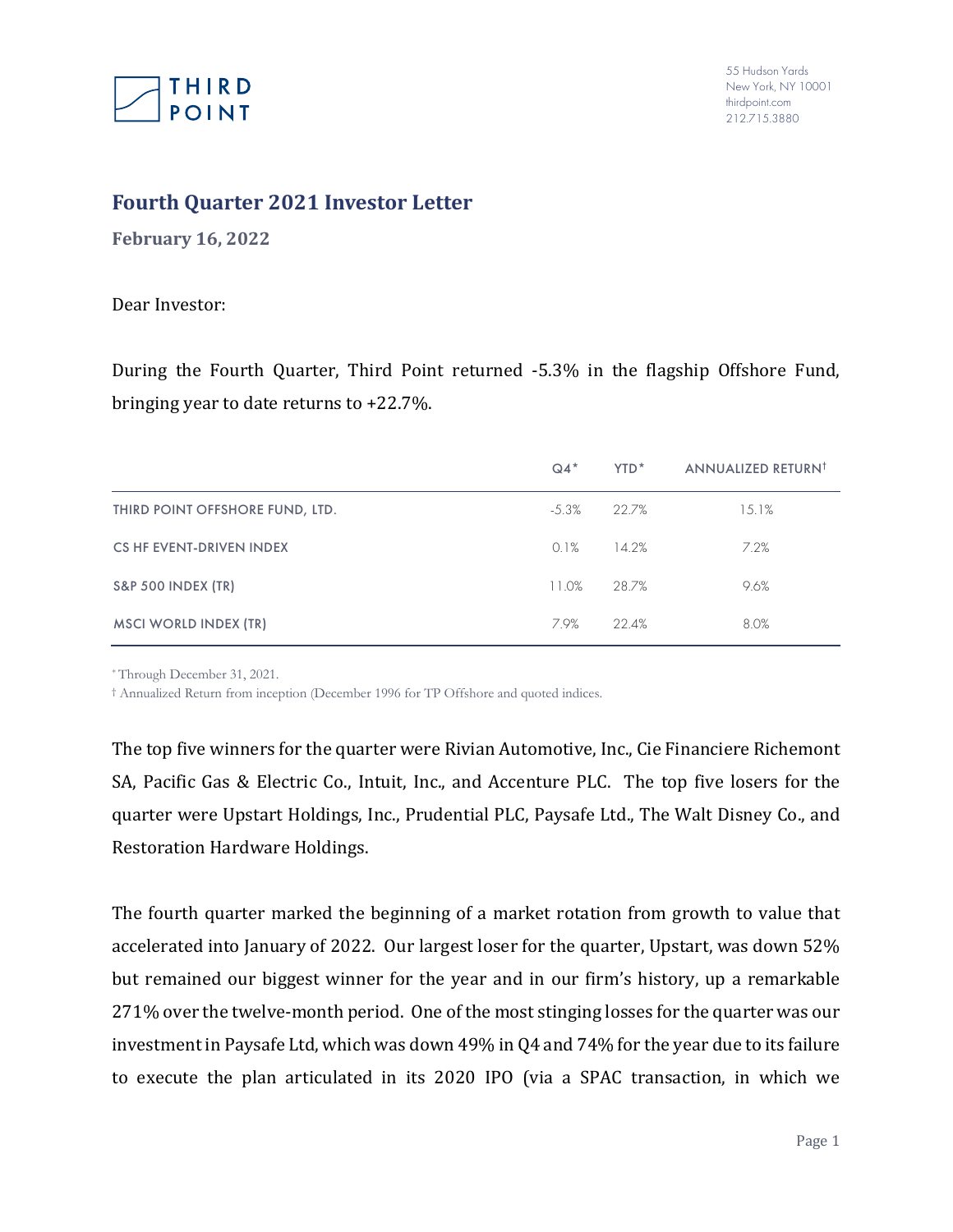## Fourth Quarter 2021 Investor Letter

**February 16, 2022**

Dear Investor:

During the Fourth Quarter, Third Point returned -5.3% in the flagship Offshore Fund, bringing year to date returns to +22.7%.

| | Q4* | YTD* | ANNUALIZED RETURN† |
|---|---|---|---|
| THIRD POINT OFFSHORE FUND, LTD. | -5.3% | 22.7% | 15.1% |
| CS HF EVENT-DRIVEN INDEX | 0.1% | 14.2% | 7.2% |
| S&P 500 INDEX (TR) | 11.0% | 28.7% | 9.6% |
| MSCI WORLD INDEX (TR) | 7.9% | 22.4% | 8.0% |

* Through December 31, 2021.

† Annualized Return from inception (December 1996 for TP Offshore and quoted indices.

The top five winners for the quarter were Rivian Automotive, Inc., Cie Financiere Richemont SA, Pacific Gas & Electric Co., Intuit, Inc., and Accenture PLC. The top five losers for the quarter were Upstart Holdings, Inc., Prudential PLC, Paysafe Ltd., The Walt Disney Co., and Restoration Hardware Holdings.

The fourth quarter marked the beginning of a market rotation from growth to value that accelerated into January of 2022. Our largest loser for the quarter, Upstart, was down 52% but remained our biggest winner for the year and in our firm's history, up a remarkable 271% over the twelve-month period. One of the most stinging losses for the quarter was our investment in Paysafe Ltd, which was down 49% in Q4 and 74% for the year due to its failure to execute the plan articulated in its 2020 IPO (via a SPAC transaction, in which we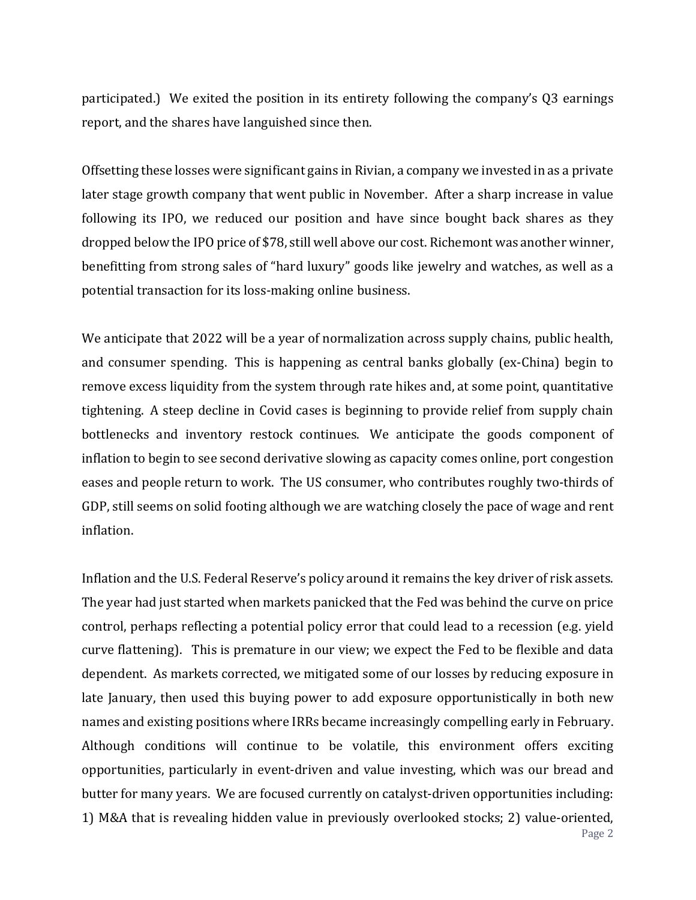participated.) We exited the position in its entirety following the company's Q3 earnings report, and the shares have languished since then.

Offsetting these losses were significant gains in Rivian, a company we invested in as a private later stage growth company that went public in November. After a sharp increase in value following its IPO, we reduced our position and have since bought back shares as they dropped below the IPO price of $78, still well above our cost. Richemont was another winner, benefitting from strong sales of "hard luxury" goods like jewelry and watches, as well as a potential transaction for its loss-making online business.

We anticipate that 2022 will be a year of normalization across supply chains, public health, and consumer spending. This is happening as central banks globally (ex-China) begin to remove excess liquidity from the system through rate hikes and, at some point, quantitative tightening. A steep decline in Covid cases is beginning to provide relief from supply chain bottlenecks and inventory restock continues. We anticipate the goods component of inflation to begin to see second derivative slowing as capacity comes online, port congestion eases and people return to work. The US consumer, who contributes roughly two-thirds of GDP, still seems on solid footing although we are watching closely the pace of wage and rent inflation.

Inflation and the U.S. Federal Reserve's policy around it remains the key driver of risk assets. The year had just started when markets panicked that the Fed was behind the curve on price control, perhaps reflecting a potential policy error that could lead to a recession (e.g. yield curve flattening). This is premature in our view; we expect the Fed to be flexible and data dependent. As markets corrected, we mitigated some of our losses by reducing exposure in late January, then used this buying power to add exposure opportunistically in both new names and existing positions where IRRs became increasingly compelling early in February. Although conditions will continue to be volatile, this environment offers exciting opportunities, particularly in event-driven and value investing, which was our bread and butter for many years. We are focused currently on catalyst-driven opportunities including: 1) M&A that is revealing hidden value in previously overlooked stocks; 2) value-oriented,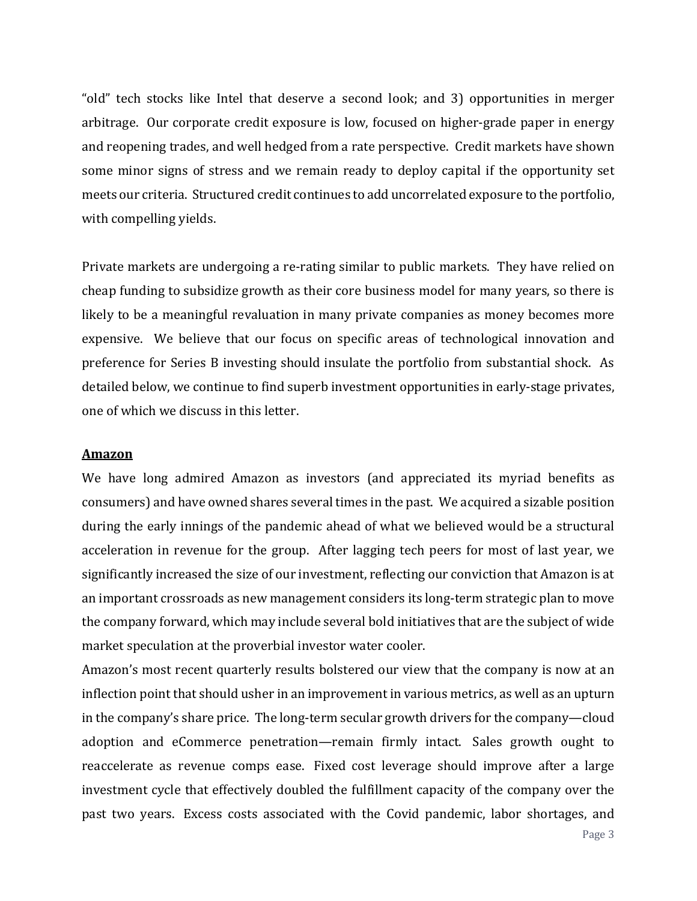"old" tech stocks like Intel that deserve a second look; and 3) opportunities in merger arbitrage. Our corporate credit exposure is low, focused on higher-grade paper in energy and reopening trades, and well hedged from a rate perspective. Credit markets have shown some minor signs of stress and we remain ready to deploy capital if the opportunity set meets our criteria. Structured credit continues to add uncorrelated exposure to the portfolio, with compelling yields.

Private markets are undergoing a re-rating similar to public markets. They have relied on cheap funding to subsidize growth as their core business model for many years, so there is likely to be a meaningful revaluation in many private companies as money becomes more expensive. We believe that our focus on specific areas of technological innovation and preference for Series B investing should insulate the portfolio from substantial shock. As detailed below, we continue to find superb investment opportunities in early-stage privates, one of which we discuss in this letter.

**Amazon**

We have long admired Amazon as investors (and appreciated its myriad benefits as consumers) and have owned shares several times in the past. We acquired a sizable position during the early innings of the pandemic ahead of what we believed would be a structural acceleration in revenue for the group. After lagging tech peers for most of last year, we significantly increased the size of our investment, reflecting our conviction that Amazon is at an important crossroads as new management considers its long-term strategic plan to move the company forward, which may include several bold initiatives that are the subject of wide market speculation at the proverbial investor water cooler.

Amazon's most recent quarterly results bolstered our view that the company is now at an inflection point that should usher in an improvement in various metrics, as well as an upturn in the company's share price. The long-term secular growth drivers for the company—cloud adoption and eCommerce penetration—remain firmly intact. Sales growth ought to reaccelerate as revenue comps ease. Fixed cost leverage should improve after a large investment cycle that effectively doubled the fulfillment capacity of the company over the past two years. Excess costs associated with the Covid pandemic, labor shortages, and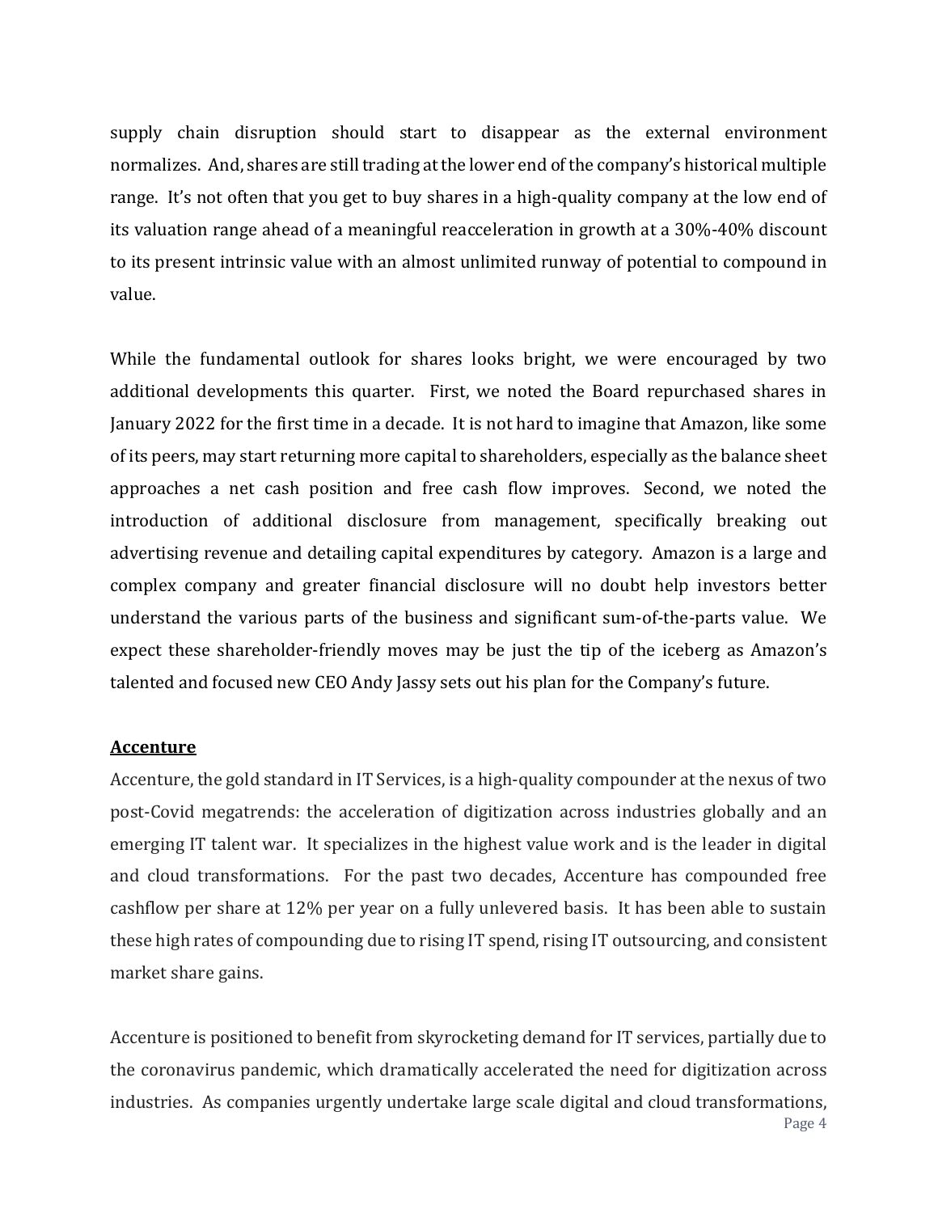supply chain disruption should start to disappear as the external environment normalizes. And, shares are still trading at the lower end of the company's historical multiple range. It's not often that you get to buy shares in a high-quality company at the low end of its valuation range ahead of a meaningful reacceleration in growth at a 30%-40% discount to its present intrinsic value with an almost unlimited runway of potential to compound in value.

While the fundamental outlook for shares looks bright, we were encouraged by two additional developments this quarter. First, we noted the Board repurchased shares in January 2022 for the first time in a decade. It is not hard to imagine that Amazon, like some of its peers, may start returning more capital to shareholders, especially as the balance sheet approaches a net cash position and free cash flow improves. Second, we noted the introduction of additional disclosure from management, specifically breaking out advertising revenue and detailing capital expenditures by category. Amazon is a large and complex company and greater financial disclosure will no doubt help investors better understand the various parts of the business and significant sum-of-the-parts value. We expect these shareholder-friendly moves may be just the tip of the iceberg as Amazon's talented and focused new CEO Andy Jassy sets out his plan for the Company's future.

**Accenture**

Accenture, the gold standard in IT Services, is a high-quality compounder at the nexus of two post-Covid megatrends: the acceleration of digitization across industries globally and an emerging IT talent war. It specializes in the highest value work and is the leader in digital and cloud transformations. For the past two decades, Accenture has compounded free cashflow per share at 12% per year on a fully unlevered basis. It has been able to sustain these high rates of compounding due to rising IT spend, rising IT outsourcing, and consistent market share gains.

Accenture is positioned to benefit from skyrocketing demand for IT services, partially due to the coronavirus pandemic, which dramatically accelerated the need for digitization across industries. As companies urgently undertake large scale digital and cloud transformations,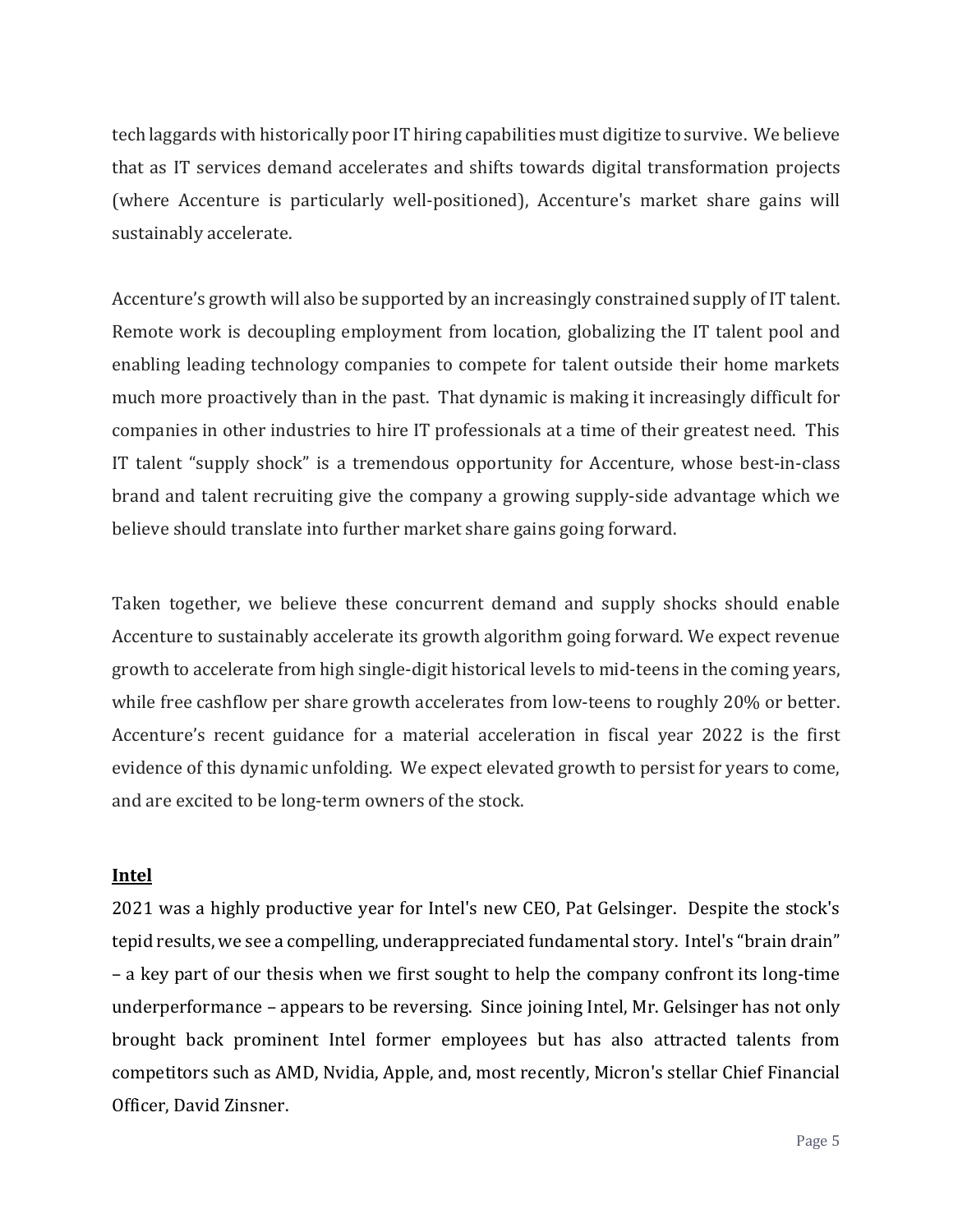tech laggards with historically poor IT hiring capabilities must digitize to survive. We believe that as IT services demand accelerates and shifts towards digital transformation projects (where Accenture is particularly well-positioned), Accenture's market share gains will sustainably accelerate.

Accenture's growth will also be supported by an increasingly constrained supply of IT talent. Remote work is decoupling employment from location, globalizing the IT talent pool and enabling leading technology companies to compete for talent outside their home markets much more proactively than in the past. That dynamic is making it increasingly difficult for companies in other industries to hire IT professionals at a time of their greatest need. This IT talent "supply shock" is a tremendous opportunity for Accenture, whose best-in-class brand and talent recruiting give the company a growing supply-side advantage which we believe should translate into further market share gains going forward.

Taken together, we believe these concurrent demand and supply shocks should enable Accenture to sustainably accelerate its growth algorithm going forward. We expect revenue growth to accelerate from high single-digit historical levels to mid-teens in the coming years, while free cashflow per share growth accelerates from low-teens to roughly 20% or better. Accenture's recent guidance for a material acceleration in fiscal year 2022 is the first evidence of this dynamic unfolding. We expect elevated growth to persist for years to come, and are excited to be long-term owners of the stock.

**Intel**

2021 was a highly productive year for Intel's new CEO, Pat Gelsinger. Despite the stock's tepid results, we see a compelling, underappreciated fundamental story. Intel's "brain drain" – a key part of our thesis when we first sought to help the company confront its long-time underperformance – appears to be reversing. Since joining Intel, Mr. Gelsinger has not only brought back prominent Intel former employees but has also attracted talents from competitors such as AMD, Nvidia, Apple, and, most recently, Micron's stellar Chief Financial Officer, David Zinsner.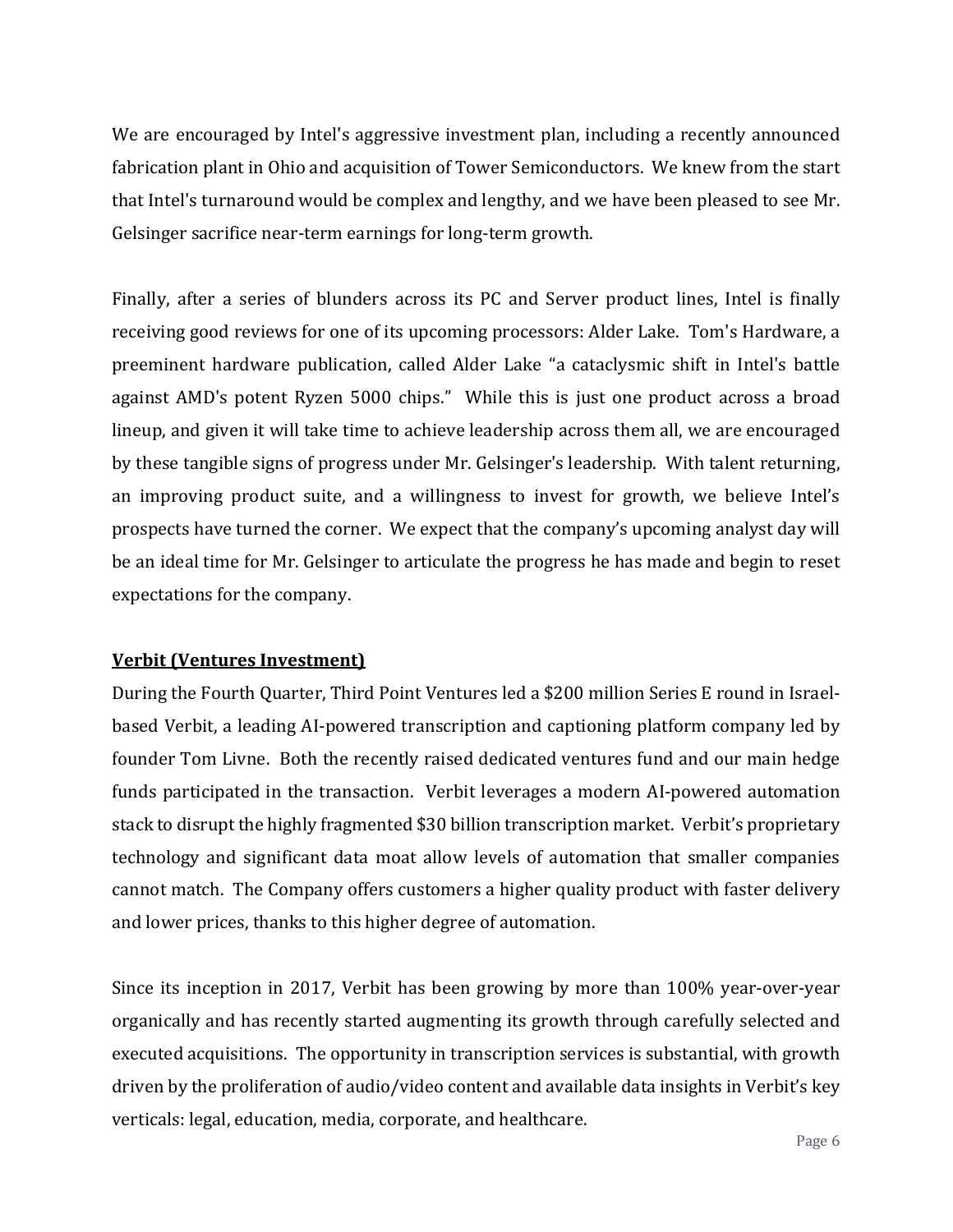We are encouraged by Intel's aggressive investment plan, including a recently announced fabrication plant in Ohio and acquisition of Tower Semiconductors. We knew from the start that Intel's turnaround would be complex and lengthy, and we have been pleased to see Mr. Gelsinger sacrifice near-term earnings for long-term growth.

Finally, after a series of blunders across its PC and Server product lines, Intel is finally receiving good reviews for one of its upcoming processors: Alder Lake. Tom's Hardware, a preeminent hardware publication, called Alder Lake "a cataclysmic shift in Intel's battle against AMD's potent Ryzen 5000 chips." While this is just one product across a broad lineup, and given it will take time to achieve leadership across them all, we are encouraged by these tangible signs of progress under Mr. Gelsinger's leadership. With talent returning, an improving product suite, and a willingness to invest for growth, we believe Intel's prospects have turned the corner. We expect that the company's upcoming analyst day will be an ideal time for Mr. Gelsinger to articulate the progress he has made and begin to reset expectations for the company.

**Verbit (Ventures Investment)**

During the Fourth Quarter, Third Point Ventures led a $200 million Series E round in Israel-based Verbit, a leading AI-powered transcription and captioning platform company led by founder Tom Livne. Both the recently raised dedicated ventures fund and our main hedge funds participated in the transaction. Verbit leverages a modern AI-powered automation stack to disrupt the highly fragmented $30 billion transcription market. Verbit's proprietary technology and significant data moat allow levels of automation that smaller companies cannot match. The Company offers customers a higher quality product with faster delivery and lower prices, thanks to this higher degree of automation.

Since its inception in 2017, Verbit has been growing by more than 100% year-over-year organically and has recently started augmenting its growth through carefully selected and executed acquisitions. The opportunity in transcription services is substantial, with growth driven by the proliferation of audio/video content and available data insights in Verbit's key verticals: legal, education, media, corporate, and healthcare.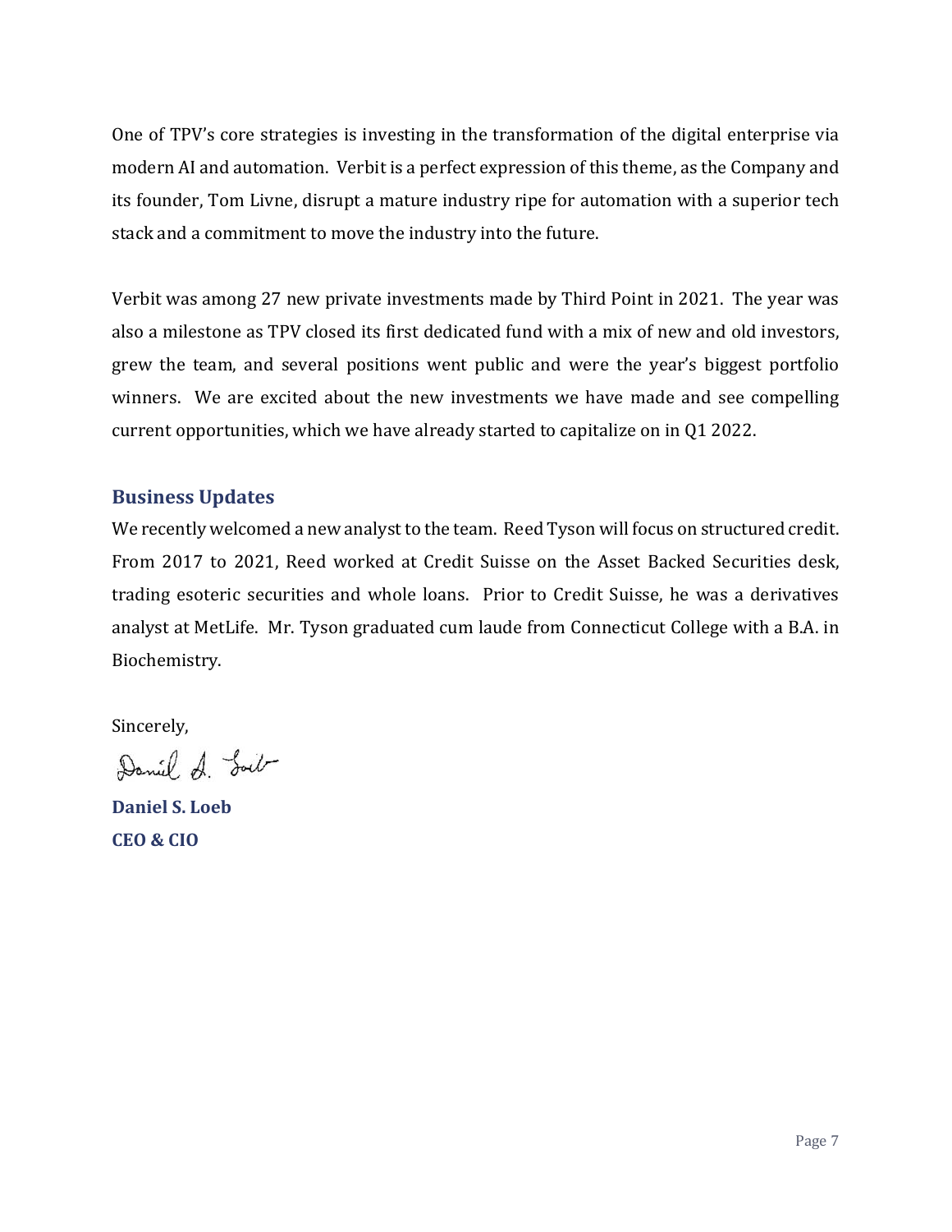One of TPV's core strategies is investing in the transformation of the digital enterprise via modern AI and automation. Verbit is a perfect expression of this theme, as the Company and its founder, Tom Livne, disrupt a mature industry ripe for automation with a superior tech stack and a commitment to move the industry into the future.

Verbit was among 27 new private investments made by Third Point in 2021. The year was also a milestone as TPV closed its first dedicated fund with a mix of new and old investors, grew the team, and several positions went public and were the year's biggest portfolio winners. We are excited about the new investments we have made and see compelling current opportunities, which we have already started to capitalize on in Q1 2022.

## Business Updates

We recently welcomed a new analyst to the team. Reed Tyson will focus on structured credit. From 2017 to 2021, Reed worked at Credit Suisse on the Asset Backed Securities desk, trading esoteric securities and whole loans. Prior to Credit Suisse, he was a derivatives analyst at MetLife. Mr. Tyson graduated cum laude from Connecticut College with a B.A. in Biochemistry.

Sincerely,

Daniel S. Loeb

**Daniel S. Loeb**
**CEO & CIO**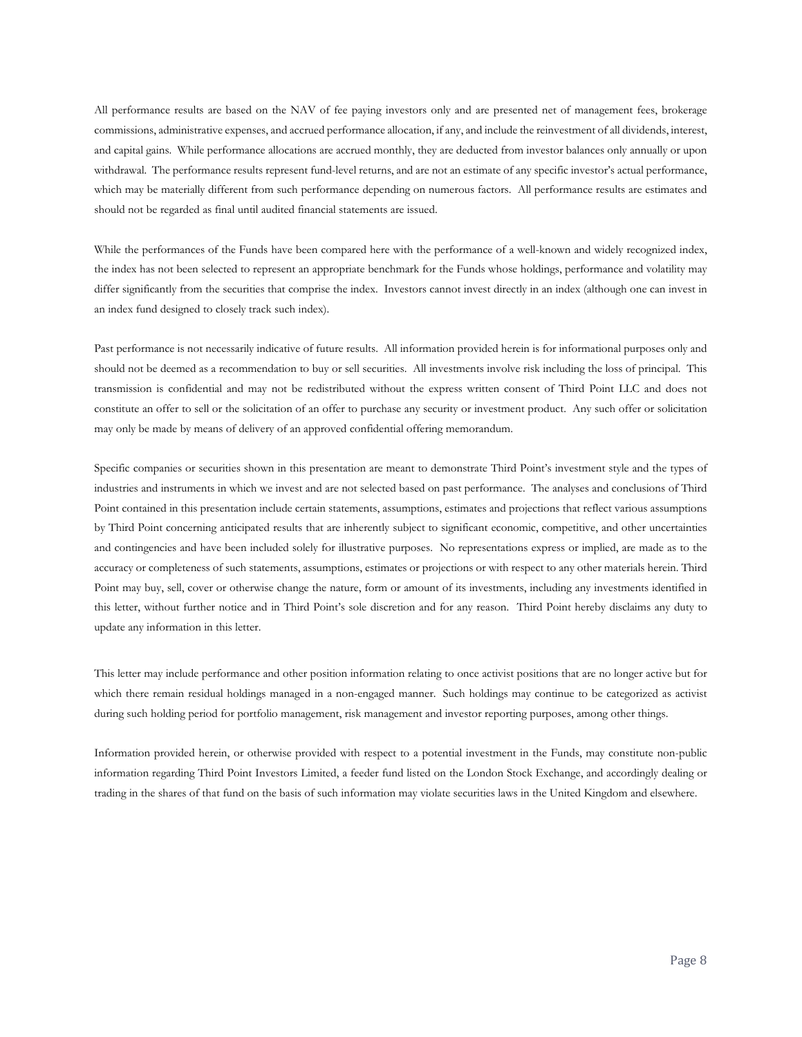All performance results are based on the NAV of fee paying investors only and are presented net of management fees, brokerage commissions, administrative expenses, and accrued performance allocation, if any, and include the reinvestment of all dividends, interest, and capital gains. While performance allocations are accrued monthly, they are deducted from investor balances only annually or upon withdrawal. The performance results represent fund-level returns, and are not an estimate of any specific investor's actual performance, which may be materially different from such performance depending on numerous factors. All performance results are estimates and should not be regarded as final until audited financial statements are issued.

While the performances of the Funds have been compared here with the performance of a well-known and widely recognized index, the index has not been selected to represent an appropriate benchmark for the Funds whose holdings, performance and volatility may differ significantly from the securities that comprise the index. Investors cannot invest directly in an index (although one can invest in an index fund designed to closely track such index).

Past performance is not necessarily indicative of future results. All information provided herein is for informational purposes only and should not be deemed as a recommendation to buy or sell securities. All investments involve risk including the loss of principal. This transmission is confidential and may not be redistributed without the express written consent of Third Point LLC and does not constitute an offer to sell or the solicitation of an offer to purchase any security or investment product. Any such offer or solicitation may only be made by means of delivery of an approved confidential offering memorandum.

Specific companies or securities shown in this presentation are meant to demonstrate Third Point's investment style and the types of industries and instruments in which we invest and are not selected based on past performance. The analyses and conclusions of Third Point contained in this presentation include certain statements, assumptions, estimates and projections that reflect various assumptions by Third Point concerning anticipated results that are inherently subject to significant economic, competitive, and other uncertainties and contingencies and have been included solely for illustrative purposes. No representations express or implied, are made as to the accuracy or completeness of such statements, assumptions, estimates or projections or with respect to any other materials herein. Third Point may buy, sell, cover or otherwise change the nature, form or amount of its investments, including any investments identified in this letter, without further notice and in Third Point's sole discretion and for any reason. Third Point hereby disclaims any duty to update any information in this letter.

This letter may include performance and other position information relating to once activist positions that are no longer active but for which there remain residual holdings managed in a non-engaged manner. Such holdings may continue to be categorized as activist during such holding period for portfolio management, risk management and investor reporting purposes, among other things.

Information provided herein, or otherwise provided with respect to a potential investment in the Funds, may constitute non-public information regarding Third Point Investors Limited, a feeder fund listed on the London Stock Exchange, and accordingly dealing or trading in the shares of that fund on the basis of such information may violate securities laws in the United Kingdom and elsewhere.